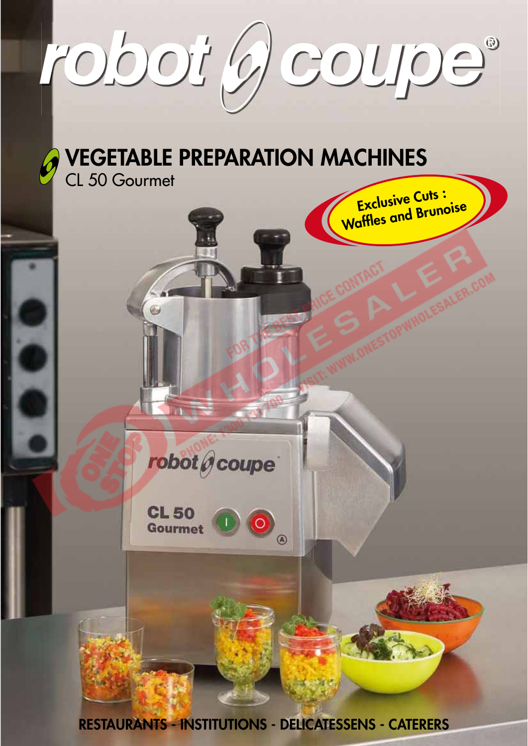# robot coupe®

## VEGETABLE PREPARATION MACHINES

CL 50 Gourmet

**Exclusive Cuts : Waffles and Brunoise**

**RESTAURANTS - INSTITUTIONS - DELICATESSENS - CATERERS**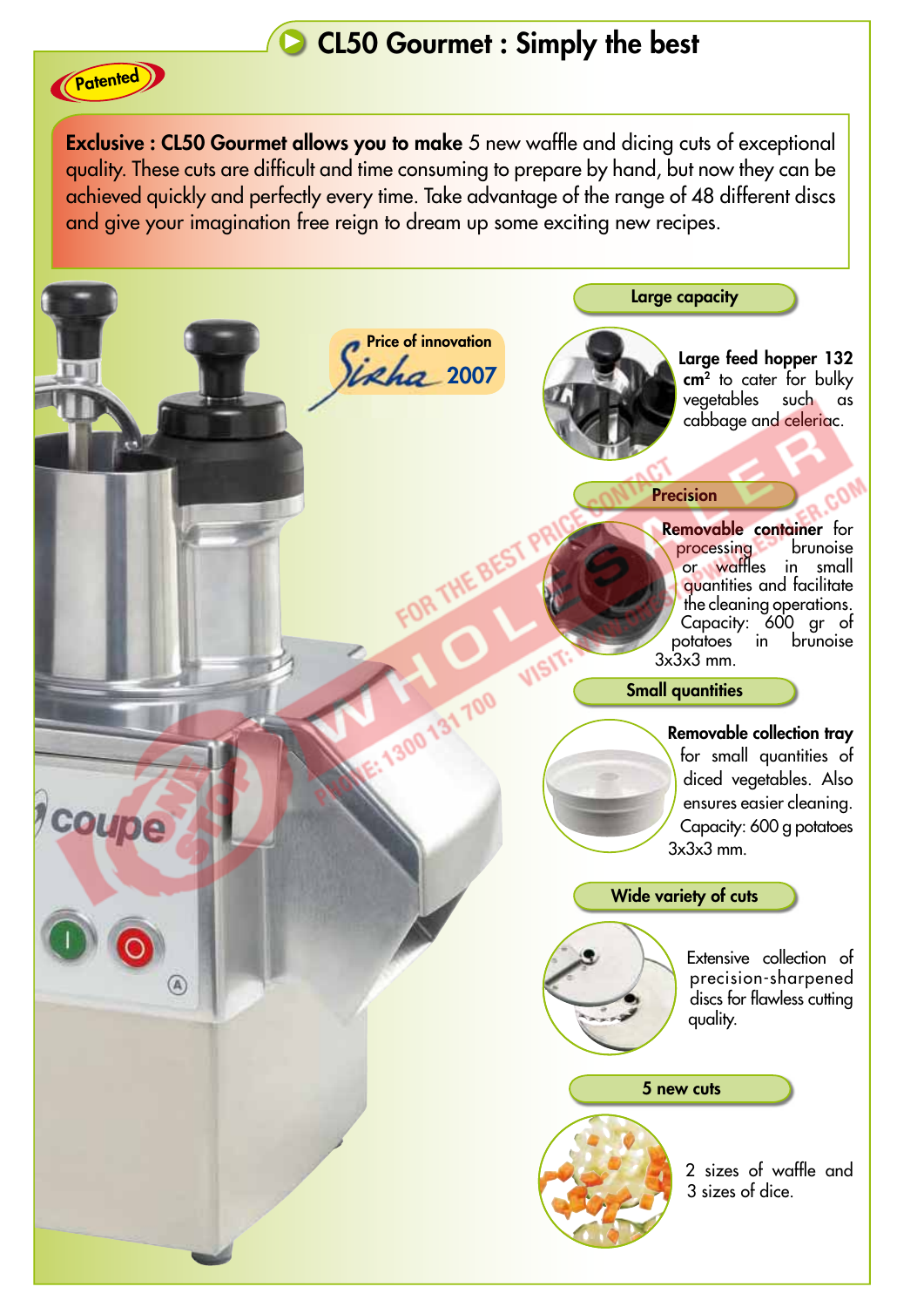# CL50 Gourmet : Simply the best

Patented

**Exclusive : CL50 Gourmet allows you to make** 5 new waffle and dicing cuts of exceptional quality. These cuts are difficult and time consuming to prepare by hand, but now they can be achieved quickly and perfectly every time. Take advantage of the range of 48 different discs and give your imagination free reign to dream up some exciting new recipes.

Price of innovation Sirha 2007

## Large capacity

**Large feed hopper 132 cm²** to cater for bulky vegetables such as cabbage and celeriac.

## Precision

**Removable container** for processing brunoise or waffles in small quantities and facilitate the cleaning operations. Capacity: 600 gr of potatoes in brunoise 3x3x3 mm.

## Small quantities

**Removable collection tray** for small quantities of diced vegetables. Also ensures easier cleaning. Capacity: 600 g potatoes 3x3x3 mm.

## Wide variety of cuts

Extensive collection of precision-sharpened discs for flawless cutting quality.

## 5 new cuts

2 sizes of waffle and 3 sizes of dice.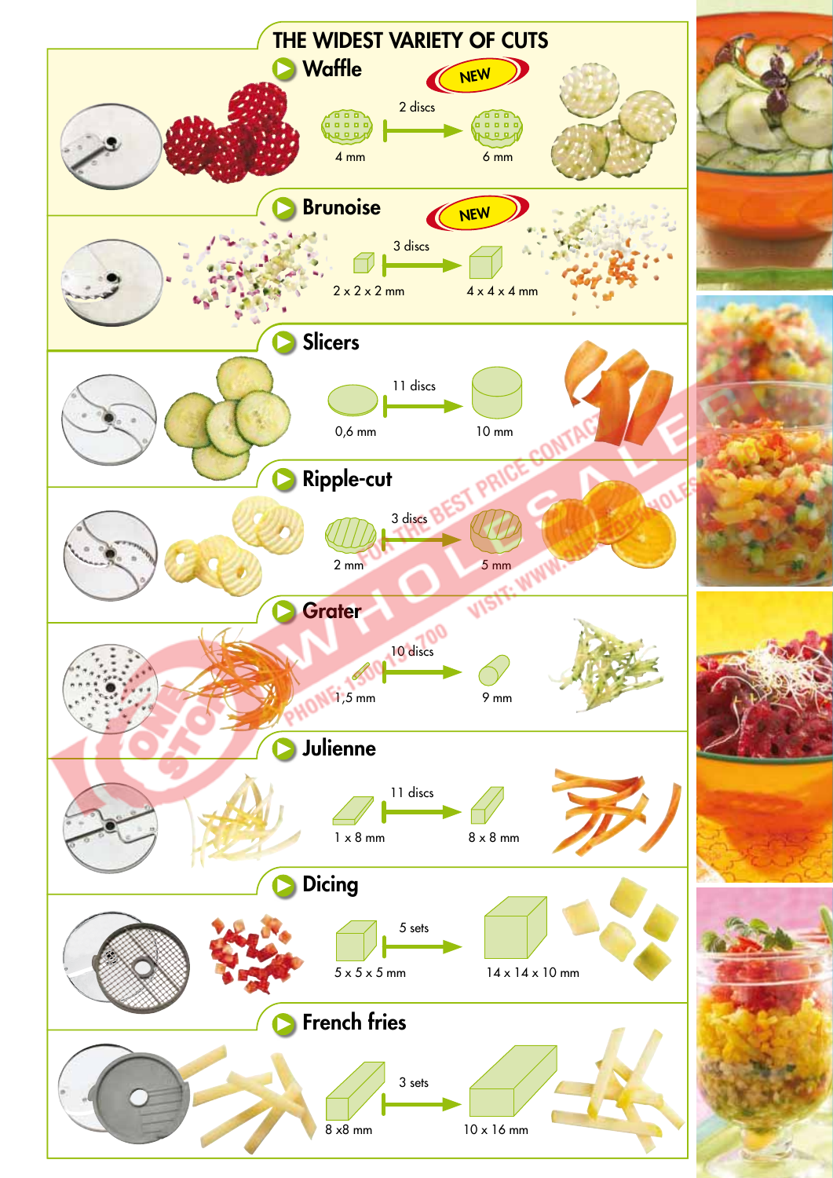# THE WIDEST VARIETY OF CUTS

## Waffle

NEW

2 discs

4 mm → 6 mm

## Brunoise

NEW

3 discs

2 x 2 x 2 mm → 4 x 4 x 4 mm

## Slicers

11 discs

0,6 mm → 10 mm

## Ripple-cut

3 discs

2 mm → 5 mm

## Grater

10 discs

1,5 mm → 9 mm

## Julienne

11 discs

1 x 8 mm → 8 x 8 mm

## Dicing

5 sets

5 x 5 x 5 mm → 14 x 14 x 10 mm

## French fries

3 sets

8 x8 mm → 10 x 16 mm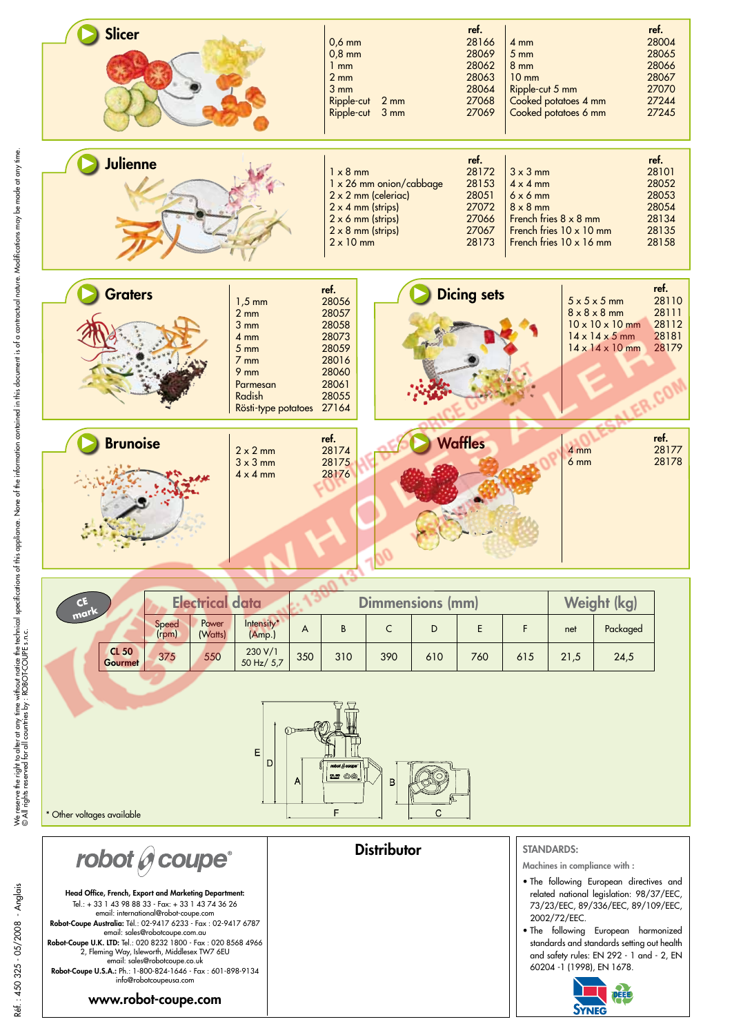## Slicer

| | ref. | | ref. |
|---|---|---|---|
| 0,6 mm | 28166 | 4 mm | 28004 |
| 0,8 mm | 28069 | 5 mm | 28065 |
| 1 mm | 28062 | 8 mm | 28066 |
| 2 mm | 28063 | 10 mm | 28067 |
| 3 mm | 28064 | Ripple-cut 5 mm | 27070 |
| Ripple-cut 2 mm | 27068 | Cooked potatoes 4 mm | 27244 |
| Ripple-cut 3 mm | 27069 | Cooked potatoes 6 mm | 27245 |

## Julienne

| | ref. | | ref. |
|---|---|---|---|
| 1 x 8 mm | 28172 | 3 x 3 mm | 28101 |
| 1 x 26 mm onion/cabbage | 28153 | 4 x 4 mm | 28052 |
| 2 x 2 mm (celeriac) | 28051 | 6 x 6 mm | 28053 |
| 2 x 4 mm (strips) | 27072 | 8 x 8 mm | 28054 |
| 2 x 6 mm (strips) | 27066 | French fries 8 x 8 mm | 28134 |
| 2 x 8 mm (strips) | 27067 | French fries 10 x 10 mm | 28135 |
| 2 x 10 mm | 28173 | French fries 10 x 16 mm | 28158 |

## Graters

| | ref. |
|---|---|
| 1,5 mm | 28056 |
| 2 mm | 28057 |
| 3 mm | 28058 |
| 4 mm | 28073 |
| 5 mm | 28059 |
| 7 mm | 28016 |
| 9 mm | 28060 |
| Parmesan | 28061 |
| Radish | 28055 |
| Rösti-type potatoes | 27164 |

## Dicing sets

| | ref. |
|---|---|
| 5 x 5 x 5 mm | 28110 |
| 8 x 8 x 8 mm | 28111 |
| 10 x 10 x 10 mm | 28112 |
| 14 x 14 x 5 mm | 28181 |
| 14 x 14 x 10 mm | 28179 |

## Brunoise

| | ref. |
|---|---|
| 2 x 2 mm | 28174 |
| 3 x 3 mm | 28175 |
| 4 x 4 mm | 28176 |

## Waffles

| | ref. |
|---|---|
| 4 mm | 28177 |
| 6 mm | 28178 |

CE mark

| | Electrical data | | | Dimmensions (mm) | | | | | | Weight (kg) | |
|---|---|---|---|---|---|---|---|---|---|---|---|
| | Speed (rpm) | Power (Watts) | Intensity* (Amp.) | A | B | C | D | E | F | net | Packaged |
| CL 50 Gourmet | 375 | 550 | 230 V/1 50 Hz/ 5,7 | 350 | 310 | 390 | 610 | 760 | 615 | 21,5 | 24,5 |

E D A B F C

\* Other voltages available

robot coupe®

**Head Office, French, Export and Marketing Department:**
Tel.: + 33 1 43 98 88 33 - Fax: + 33 1 43 74 36 26
email: international@robot-coupe.com
**Robot-Coupe Australia:** Tél.: 02-9417 6233 - Fax : 02-9417 6787
email: sales@robotcoupe.com.au
**Robot-Coupe U.K. LTD:** Tel.: 020 8232 1800 - Fax : 020 8568 4966
2, Fleming Way, Isleworth, Middlesex TW7 6EU
email: sales@robotcoupe.co.uk
**Robot-Coupe U.S.A.:** Ph.: 1-800-824-1646 - Fax : 601-898-9134
info@robotcoupeusa.com

**www.robot-coupe.com**

## Distributor

**STANDARDS:**

Machines in compliance with :

- The following European directives and related national legislation: 98/37/EEC, 73/23/EEC, 89/336/EEC, 89/109/EEC, 2002/72/EEC.
- The following European harmonized standards and standards setting out health and safety rules: EN 292 - 1 and - 2, EN 60204 -1 (1998), EN 1678.

SYNEG DEEE

We reserve the right to alter at any time without notice the technical specifications of this appliance. None of the information contained in this document is of a contractual nature. Modifications may be made at any time.
© All rights reserved for all countries by : ROBOT-COUPE s.n.c.

Réf. : 450 325 - 05/2008 - Anglais